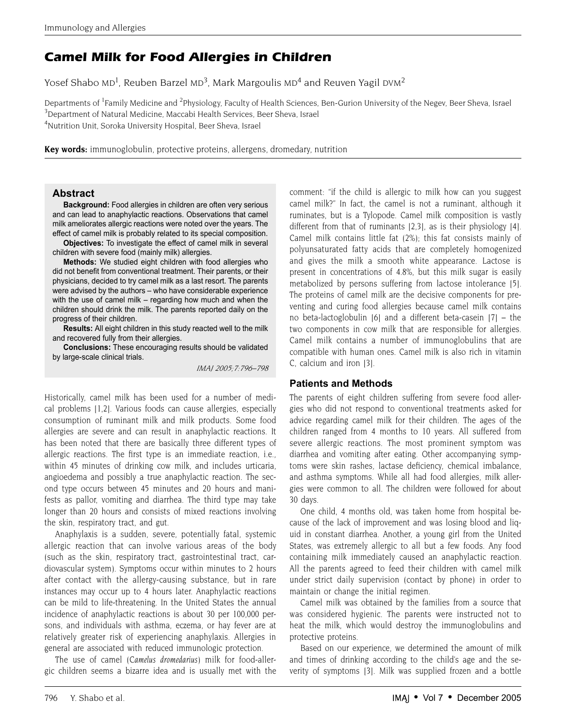# *Camel Milk for Food Allergies in Children*

Yosef Shabo MD[1], Reuben Barzel MD[3], Mark Margoulis MD[4] and Reuven Yagil DVM[2]

Departments of [1]Family Medicine and [2]Physiology, Faculty of Health Sciences, Ben-Gurion University of the Negev, Beer Sheva, Israel
[3]Department of Natural Medicine, Maccabi Health Services, Beer Sheva, Israel
[4]Nutrition Unit, Soroka University Hospital, Beer Sheva, Israel

**Key words:** immunoglobulin, protective proteins, allergens, dromedary, nutrition

## Abstract

**Background:** Food allergies in children are often very serious and can lead to anaphylactic reactions. Observations that camel milk ameliorates allergic reactions were noted over the years. The effect of camel milk is probably related to its special composition.

**Objectives:** To investigate the effect of camel milk in several children with severe food (mainly milk) allergies.

**Methods:** We studied eight children with food allergies who did not benefit from conventional treatment. Their parents, or their physicians, decided to try camel milk as a last resort. The parents were advised by the authors – who have considerable experience with the use of camel milk – regarding how much and when the children should drink the milk. The parents reported daily on the progress of their children.

**Results:** All eight children in this study reacted well to the milk and recovered fully from their allergies.

**Conclusions:** These encouraging results should be validated by large-scale clinical trials.

*IMAJ 2005;7:796–798*

Historically, camel milk has been used for a number of medical problems [1,2]. Various foods can cause allergies, especially consumption of ruminant milk and milk products. Some food allergies are severe and can result in anaphylactic reactions. It has been noted that there are basically three different types of allergic reactions. The first type is an immediate reaction, i.e., within 45 minutes of drinking cow milk, and includes urticaria, angioedema and possibly a true anaphylactic reaction. The second type occurs between 45 minutes and 20 hours and manifests as pallor, vomiting and diarrhea. The third type may take longer than 20 hours and consists of mixed reactions involving the skin, respiratory tract, and gut.

Anaphylaxis is a sudden, severe, potentially fatal, systemic allergic reaction that can involve various areas of the body (such as the skin, respiratory tract, gastrointestinal tract, cardiovascular system). Symptoms occur within minutes to 2 hours after contact with the allergy-causing substance, but in rare instances may occur up to 4 hours later. Anaphylactic reactions can be mild to life-threatening. In the United States the annual incidence of anaphylactic reactions is about 30 per 100,000 persons, and individuals with asthma, eczema, or hay fever are at relatively greater risk of experiencing anaphylaxis. Allergies in general are associated with reduced immunologic protection.

The use of camel (*Camelus dromedarius*) milk for food-allergic children seems a bizarre idea and is usually met with the comment: "if the child is allergic to milk how can you suggest camel milk?" In fact, the camel is not a ruminant, although it ruminates, but is a Tylopode. Camel milk composition is vastly different from that of ruminants [2,3], as is their physiology [4]. Camel milk contains little fat (2%); this fat consists mainly of polyunsaturated fatty acids that are completely homogenized and gives the milk a smooth white appearance. Lactose is present in concentrations of 4.8%, but this milk sugar is easily metabolized by persons suffering from lactose intolerance [5]. The proteins of camel milk are the decisive components for preventing and curing food allergies because camel milk contains no beta-lactoglobulin [6] and a different beta-casein [7] – the two components in cow milk that are responsible for allergies. Camel milk contains a number of immunoglobulins that are compatible with human ones. Camel milk is also rich in vitamin C, calcium and iron [3].

## Patients and Methods

The parents of eight children suffering from severe food allergies who did not respond to conventional treatments asked for advice regarding camel milk for their children. The ages of the children ranged from 4 months to 10 years. All suffered from severe allergic reactions. The most prominent symptom was diarrhea and vomiting after eating. Other accompanying symptoms were skin rashes, lactase deficiency, chemical imbalance, and asthma symptoms. While all had food allergies, milk allergies were common to all. The children were followed for about 30 days.

One child, 4 months old, was taken home from hospital because of the lack of improvement and was losing blood and liquid in constant diarrhea. Another, a young girl from the United States, was extremely allergic to all but a few foods. Any food containing milk immediately caused an anaphylactic reaction. All the parents agreed to feed their children with camel milk under strict daily supervision (contact by phone) in order to maintain or change the initial regimen.

Camel milk was obtained by the families from a source that was considered hygienic. The parents were instructed not to heat the milk, which would destroy the immunoglobulins and protective proteins.

Based on our experience, we determined the amount of milk and times of drinking according to the child's age and the severity of symptoms [3]. Milk was supplied frozen and a bottle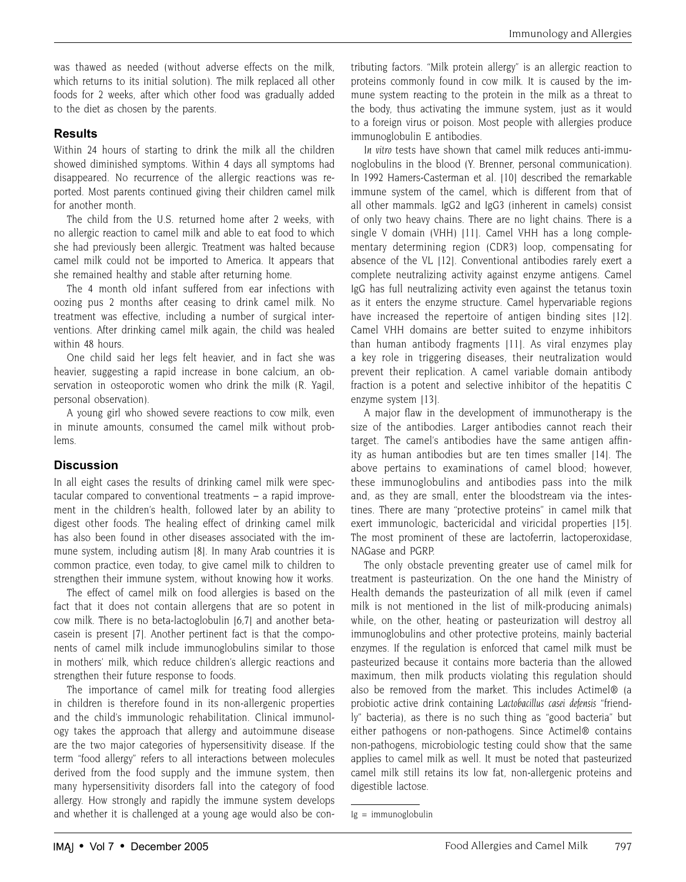was thawed as needed (without adverse effects on the milk, which returns to its initial solution). The milk replaced all other foods for 2 weeks, after which other food was gradually added to the diet as chosen by the parents.

## Results

Within 24 hours of starting to drink the milk all the children showed diminished symptoms. Within 4 days all symptoms had disappeared. No recurrence of the allergic reactions was reported. Most parents continued giving their children camel milk for another month.

The child from the U.S. returned home after 2 weeks, with no allergic reaction to camel milk and able to eat food to which she had previously been allergic. Treatment was halted because camel milk could not be imported to America. It appears that she remained healthy and stable after returning home.

The 4 month old infant suffered from ear infections with oozing pus 2 months after ceasing to drink camel milk. No treatment was effective, including a number of surgical interventions. After drinking camel milk again, the child was healed within 48 hours.

One child said her legs felt heavier, and in fact she was heavier, suggesting a rapid increase in bone calcium, an observation in osteoporotic women who drink the milk (R. Yagil, personal observation).

A young girl who showed severe reactions to cow milk, even in minute amounts, consumed the camel milk without problems.

## Discussion

In all eight cases the results of drinking camel milk were spectacular compared to conventional treatments – a rapid improvement in the children's health, followed later by an ability to digest other foods. The healing effect of drinking camel milk has also been found in other diseases associated with the immune system, including autism [8]. In many Arab countries it is common practice, even today, to give camel milk to children to strengthen their immune system, without knowing how it works.

The effect of camel milk on food allergies is based on the fact that it does not contain allergens that are so potent in cow milk. There is no beta-lactoglobulin [6,7] and another beta-casein is present [7]. Another pertinent fact is that the components of camel milk include immunoglobulins similar to those in mothers' milk, which reduce children's allergic reactions and strengthen their future response to foods.

The importance of camel milk for treating food allergies in children is therefore found in its non-allergenic properties and the child's immunologic rehabilitation. Clinical immunology takes the approach that allergy and autoimmune disease are the two major categories of hypersensitivity disease. If the term "food allergy" refers to all interactions between molecules derived from the food supply and the immune system, then many hypersensitivity disorders fall into the category of food allergy. How strongly and rapidly the immune system develops and whether it is challenged at a young age would also be contributing factors. "Milk protein allergy" is an allergic reaction to proteins commonly found in cow milk. It is caused by the immune system reacting to the protein in the milk as a threat to the body, thus activating the immune system, just as it would to a foreign virus or poison. Most people with allergies produce immunoglobulin E antibodies.

*In vitro* tests have shown that camel milk reduces anti-immunoglobulins in the blood (Y. Brenner, personal communication). In 1992 Hamers-Casterman et al. [10] described the remarkable immune system of the camel, which is different from that of all other mammals. IgG2 and IgG3 (inherent in camels) consist of only two heavy chains. There are no light chains. There is a single V domain (VHH) [11]. Camel VHH has a long complementary determining region (CDR3) loop, compensating for absence of the VL [12]. Conventional antibodies rarely exert a complete neutralizing activity against enzyme antigens. Camel IgG has full neutralizing activity even against the tetanus toxin as it enters the enzyme structure. Camel hypervariable regions have increased the repertoire of antigen binding sites [12]. Camel VHH domains are better suited to enzyme inhibitors than human antibody fragments [11]. As viral enzymes play a key role in triggering diseases, their neutralization would prevent their replication. A camel variable domain antibody fraction is a potent and selective inhibitor of the hepatitis C enzyme system [13].

A major flaw in the development of immunotherapy is the size of the antibodies. Larger antibodies cannot reach their target. The camel's antibodies have the same antigen affinity as human antibodies but are ten times smaller [14]. The above pertains to examinations of camel blood; however, these immunoglobulins and antibodies pass into the milk and, as they are small, enter the bloodstream via the intestines. There are many "protective proteins" in camel milk that exert immunologic, bactericidal and viricidal properties [15]. The most prominent of these are lactoferrin, lactoperoxidase, NAGase and PGRP.

The only obstacle preventing greater use of camel milk for treatment is pasteurization. On the one hand the Ministry of Health demands the pasteurization of all milk (even if camel milk is not mentioned in the list of milk-producing animals) while, on the other, heating or pasteurization will destroy all immunoglobulins and other protective proteins, mainly bacterial enzymes. If the regulation is enforced that camel milk must be pasteurized because it contains more bacteria than the allowed maximum, then milk products violating this regulation should also be removed from the market. This includes Actimel® (a probiotic active drink containing *Lactobacillus casei defensis* "friendly" bacteria), as there is no such thing as "good bacteria" but either pathogens or non-pathogens. Since Actimel® contains non-pathogens, microbiologic testing could show that the same applies to camel milk as well. It must be noted that pasteurized camel milk still retains its low fat, non-allergenic proteins and digestible lactose.

Ig = immunoglobulin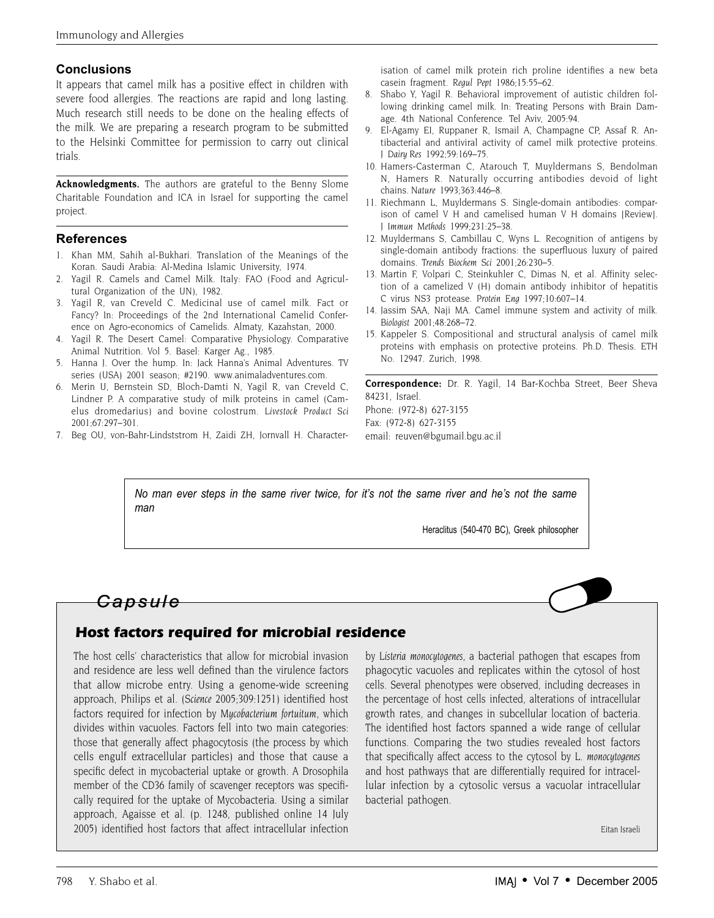## Conclusions

It appears that camel milk has a positive effect in children with severe food allergies. The reactions are rapid and long lasting. Much research still needs to be done on the healing effects of the milk. We are preparing a research program to be submitted to the Helsinki Committee for permission to carry out clinical trials.

**Acknowledgments.** The authors are grateful to the Benny Slome Charitable Foundation and ICA in Israel for supporting the camel project.

## References

1. Khan MM, Sahih al-Bukhari. Translation of the Meanings of the Koran. Saudi Arabia: Al-Medina Islamic University, 1974.
2. Yagil R. Camels and Camel Milk. Italy: FAO (Food and Agricultural Organization of the UN), 1982.
3. Yagil R, van Creveld C. Medicinal use of camel milk. Fact or Fancy? In: Proceedings of the 2nd International Camelid Conference on Agro-economics of Camelids. Almaty, Kazahstan, 2000.
4. Yagil R. The Desert Camel: Comparative Physiology. Comparative Animal Nutrition. Vol 5. Basel: Karger Ag., 1985.
5. Hanna J. Over the hump. In: Jack Hanna's Animal Adventures. TV series (USA) 2001 season; #2190. www.animaladventures.com.
6. Merin U, Bernstein SD, Bloch-Damti N, Yagil R, van Creveld C, Lindner P. A comparative study of milk proteins in camel (Camelus dromedarius) and bovine colostrum. *Livestock Product Sci* 2001;67:297–301.
7. Beg OU, von-Bahr-Lindststrom H, Zaidi ZH, Jornvall H. Characterisation of camel milk protein rich proline identifies a new beta casein fragment. *Regul Pept* 1986;15:55–62.
8. Shabo Y, Yagil R. Behavioral improvement of autistic children following drinking camel milk. In: Treating Persons with Brain Damage. 4th National Conference. Tel Aviv, 2005:94.
9. El-Agamy EI, Ruppaner R, Ismail A, Champagne CP, Assaf R. Antibacterial and antiviral activity of camel milk protective proteins. *J Dairy Res* 1992;59:169–75.
10. Hamers-Casterman C, Atarouch T, Muyldermans S, Bendolman N, Hamers R. Naturally occurring antibodies devoid of light chains. *Nature* 1993;363:446–8.
11. Riechmann L, Muyldermans S. Single-domain antibodies: comparison of camel V H and camelised human V H domains [Review]. *J Immun Methods* 1999;231:25–38.
12. Muyldermans S, Cambillau C, Wyns L. Recognition of antigens by single-domain antibody fractions: the superfluous luxury of paired domains. *Trends Biochem Sci* 2001;26:230–5.
13. Martin F, Volpari C, Steinkuhler C, Dimas N, et al. Affinity selection of a camelized V (H) domain antibody inhibitor of hepatitis C virus NS3 protease. *Protein Eng* 1997;10:607–14.
14. Jassim SAA, Naji MA. Camel immune system and activity of milk. *Biologist* 2001;48:268–72.
15. Kappeler S. Compositional and structural analysis of camel milk proteins with emphasis on protective proteins. Ph.D. Thesis. ETH No. 12947. Zurich, 1998.

**Correspondence:** Dr. R. Yagil, 14 Bar-Kochba Street, Beer Sheva 84231, Israel.
Phone: (972-8) 627-3155
Fax: (972-8) 627-3155
email: reuven@bgumail.bgu.ac.il

*No man ever steps in the same river twice, for it's not the same river and he's not the same man*

Heraclitus (540-470 BC), Greek philosopher

## *Capsule*

### Host factors required for microbial residence

The host cells' characteristics that allow for microbial invasion and residence are less well defined than the virulence factors that allow microbe entry. Using a genome-wide screening approach, Philips et al. (*Science* 2005;309:1251) identified host factors required for infection by *Mycobacterium fortuitum*, which divides within vacuoles. Factors fell into two main categories: those that generally affect phagocytosis (the process by which cells engulf extracellular particles) and those that cause a specific defect in mycobacterial uptake or growth. A Drosophila member of the CD36 family of scavenger receptors was specifically required for the uptake of Mycobacteria. Using a similar approach, Agaisse et al. (p. 1248, published online 14 July 2005) identified host factors that affect intracellular infection by *Listeria monocytogenes*, a bacterial pathogen that escapes from phagocytic vacuoles and replicates within the cytosol of host cells. Several phenotypes were observed, including decreases in the percentage of host cells infected, alterations of intracellular growth rates, and changes in subcellular location of bacteria. The identified host factors spanned a wide range of cellular functions. Comparing the two studies revealed host factors that specifically affect access to the cytosol by *L. monocytogenes* and host pathways that are differentially required for intracellular infection by a cytosolic versus a vacuolar intracellular bacterial pathogen.

Eitan Israeli